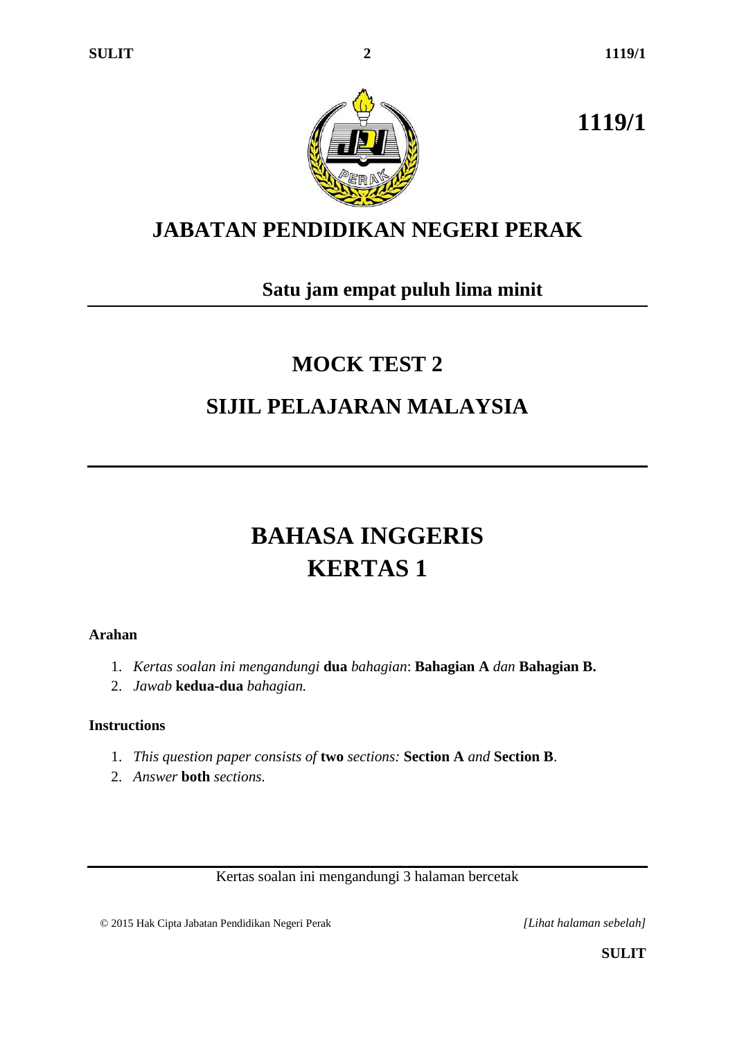**1119/1**

# JABATAN PENDIDIKAN NEGERI PERAK

**Satu jam empat puluh lima minit**

## MOCK TEST 2

## SIJIL PELAJARAN MALAYSIA

# BAHASA INGGERIS
# KERTAS 1

**Arahan**

1. *Kertas soalan ini mengandungi* **dua** *bahagian*: **Bahagian A** *dan* **Bahagian B.**
2. *Jawab* **kedua-dua** *bahagian.*

**Instructions**

1. *This question paper consists of* **two** *sections:* **Section A** *and* **Section B**.
2. *Answer* **both** *sections.*

Kertas soalan ini mengandungi 3 halaman bercetak

© 2015 Hak Cipta Jabatan Pendidikan Negeri Perak

*[Lihat halaman sebelah]*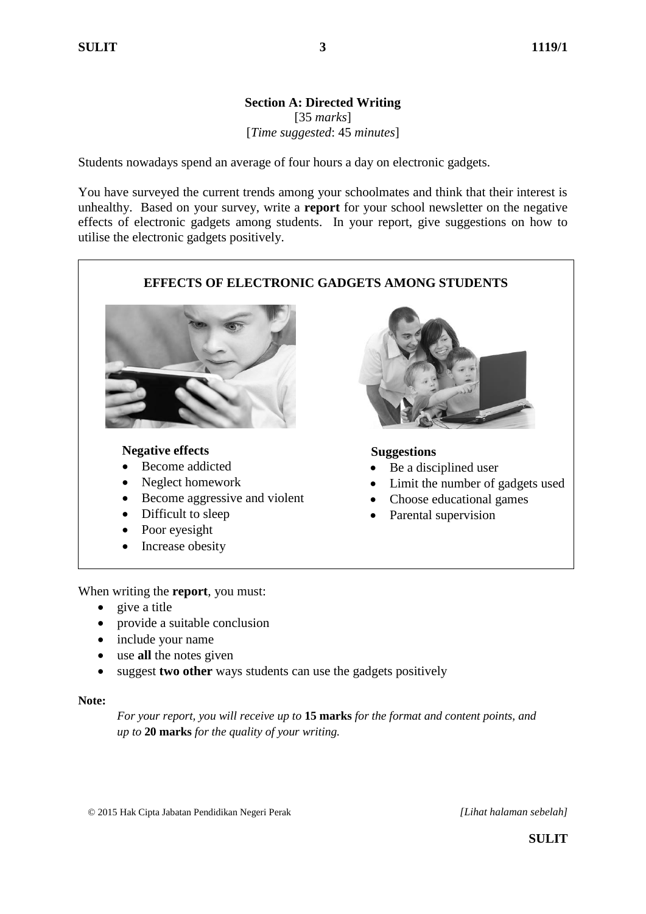## Section A: Directed Writing

[35 *marks*]
[*Time suggested*: 45 *minutes*]

Students nowadays spend an average of four hours a day on electronic gadgets.

You have surveyed the current trends among your schoolmates and think that their interest is unhealthy. Based on your survey, write a **report** for your school newsletter on the negative effects of electronic gadgets among students. In your report, give suggestions on how to utilise the electronic gadgets positively.

**EFFECTS OF ELECTRONIC GADGETS AMONG STUDENTS**

**Negative effects**

- Become addicted
- Neglect homework
- Become aggressive and violent
- Difficult to sleep
- Poor eyesight
- Increase obesity

**Suggestions**

- Be a disciplined user
- Limit the number of gadgets used
- Choose educational games
- Parental supervision

When writing the **report**, you must:

- give a title
- provide a suitable conclusion
- include your name
- use **all** the notes given
- suggest **two other** ways students can use the gadgets positively

**Note:**

*For your report, you will receive up to* **15 marks** *for the format and content points, and up to* **20 marks** *for the quality of your writing.*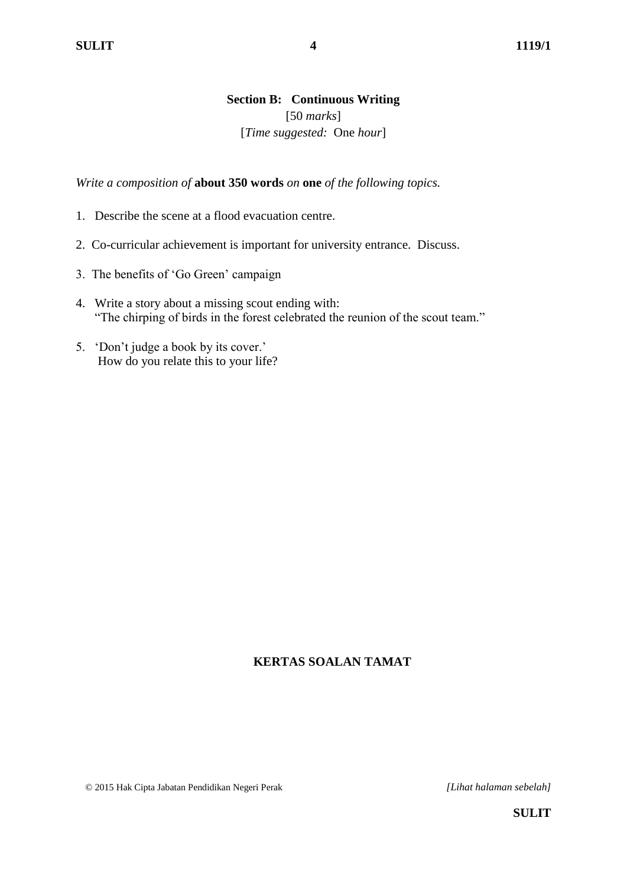## Section B: Continuous Writing

[50 *marks*]

[*Time suggested:* One *hour*]

*Write a composition of* **about 350 words** *on* **one** *of the following topics.*

1. Describe the scene at a flood evacuation centre.
2. Co-curricular achievement is important for university entrance. Discuss.
3. The benefits of 'Go Green' campaign
4. Write a story about a missing scout ending with:
   "The chirping of birds in the forest celebrated the reunion of the scout team."
5. 'Don't judge a book by its cover.'
   How do you relate this to your life?

**KERTAS SOALAN TAMAT**

© 2015 Hak Cipta Jabatan Pendidikan Negeri Perak